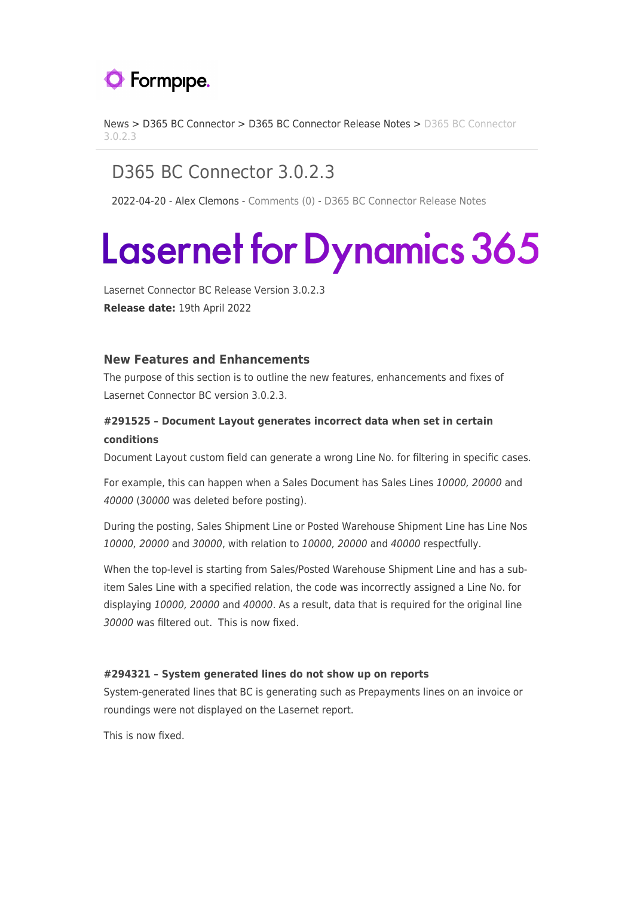News > D365 BC Connector > D365 BC Connector Release Notes > D365 BC Connector 3.0.2.3

# D365 BC Connector 3.0.2.3

2022-04-20 - Alex Clemons - Comments (0) - D365 BC Connector Release Notes

# Lasernet for Dynamics 365

Lasernet Connector BC Release Version 3.0.2.3
**Release date:** 19th April 2022

### New Features and Enhancements

The purpose of this section is to outline the new features, enhancements and fixes of Lasernet Connector BC version 3.0.2.3.

#### #291525 – Document Layout generates incorrect data when set in certain conditions

Document Layout custom field can generate a wrong Line No. for filtering in specific cases.

For example, this can happen when a Sales Document has Sales Lines *10000, 20000* and *40000* (*30000* was deleted before posting).

During the posting, Sales Shipment Line or Posted Warehouse Shipment Line has Line Nos *10000, 20000* and *30000*, with relation to *10000, 20000* and *40000* respectfully.

When the top-level is starting from Sales/Posted Warehouse Shipment Line and has a sub-item Sales Line with a specified relation, the code was incorrectly assigned a Line No. for displaying *10000, 20000* and *40000*. As a result, data that is required for the original line *30000* was filtered out. This is now fixed.

#### #294321 – System generated lines do not show up on reports

System-generated lines that BC is generating such as Prepayments lines on an invoice or roundings were not displayed on the Lasernet report.

This is now fixed.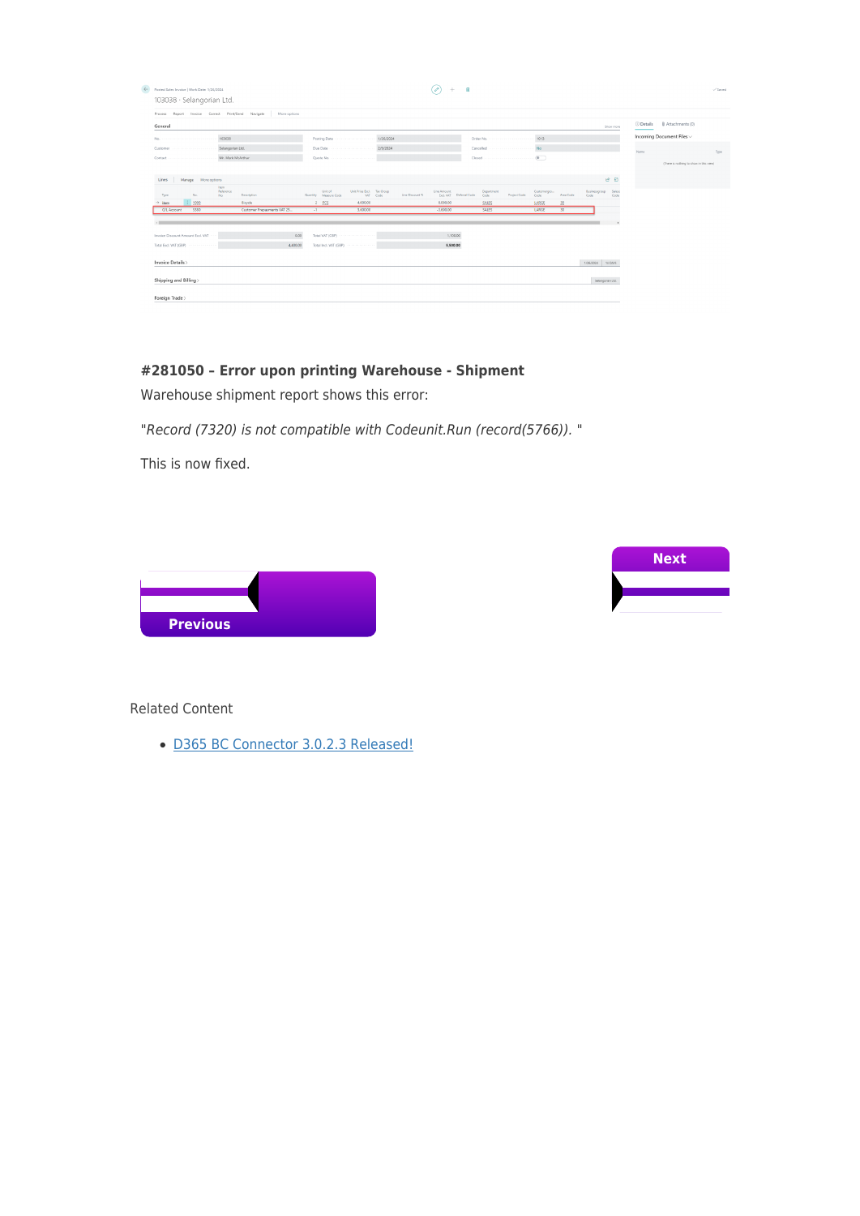#281050 – Error upon printing Warehouse - Shipment

Warehouse shipment report shows this error:

"*Record (7320) is not compatible with Codeunit.Run (record(5766)).* "

This is now fixed.

Previous

Next

Related Content

- D365 BC Connector 3.0.2.3 Released!